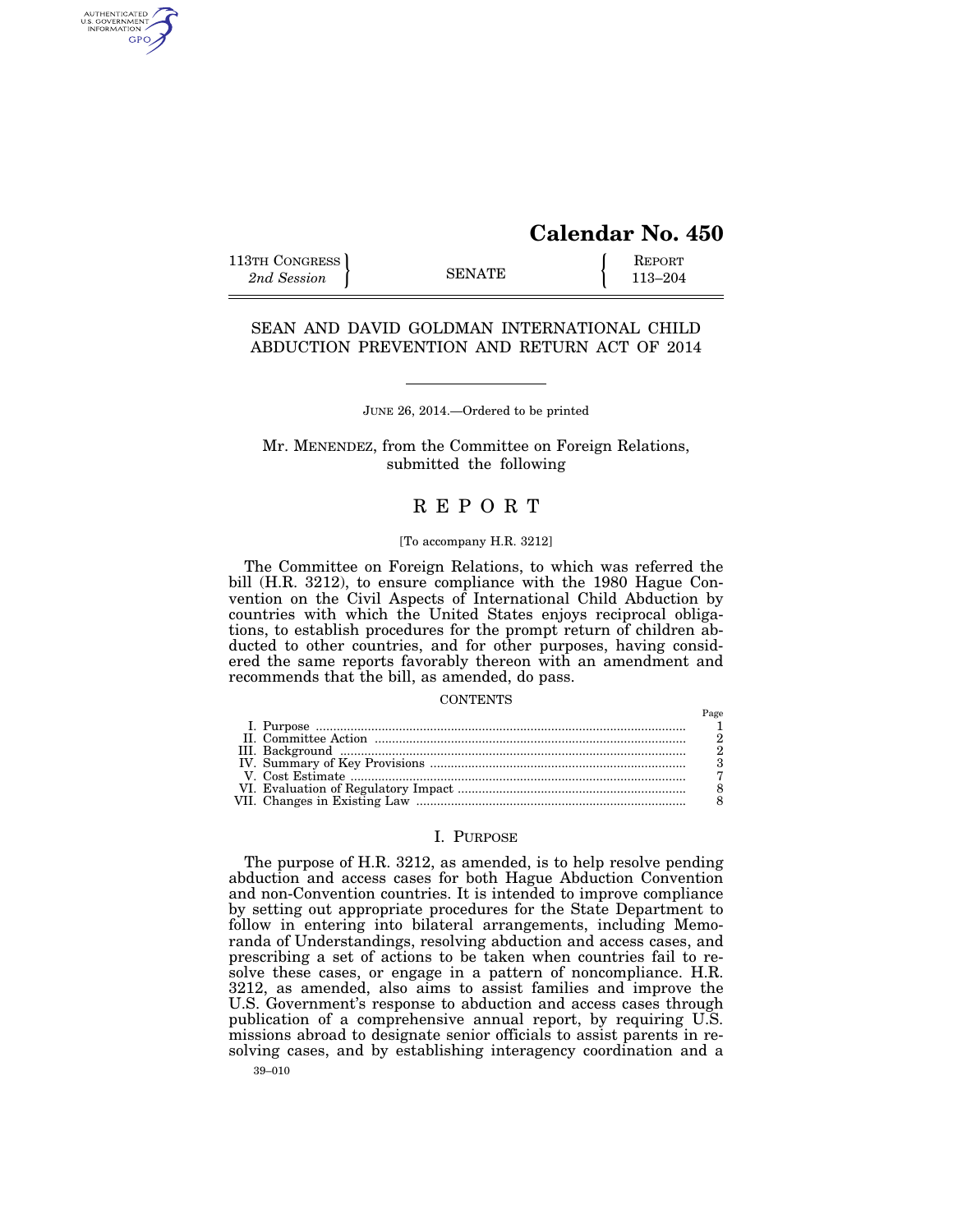# Calendar No. 450

113TH CONGRESS, 2nd Session — SENATE — REPORT 113–204

## SEAN AND DAVID GOLDMAN INTERNATIONAL CHILD ABDUCTION PREVENTION AND RETURN ACT OF 2014

JUNE 26, 2014.—Ordered to be printed

Mr. MENENDEZ, from the Committee on Foreign Relations, submitted the following

## REPORT

[To accompany H.R. 3212]

The Committee on Foreign Relations, to which was referred the bill (H.R. 3212), to ensure compliance with the 1980 Hague Convention on the Civil Aspects of International Child Abduction by countries with which the United States enjoys reciprocal obligations, to establish procedures for the prompt return of children abducted to other countries, and for other purposes, having considered the same reports favorably thereon with an amendment and recommends that the bill, as amended, do pass.

CONTENTS

| | Page |
|---|---|
| I. Purpose | 1 |
| II. Committee Action | 2 |
| III. Background | 2 |
| IV. Summary of Key Provisions | 3 |
| V. Cost Estimate | 7 |
| VI. Evaluation of Regulatory Impact | 8 |
| VII. Changes in Existing Law | 8 |

### I. PURPOSE

The purpose of H.R. 3212, as amended, is to help resolve pending abduction and access cases for both Hague Abduction Convention and non-Convention countries. It is intended to improve compliance by setting out appropriate procedures for the State Department to follow in entering into bilateral arrangements, including Memoranda of Understandings, resolving abduction and access cases, and prescribing a set of actions to be taken when countries fail to resolve these cases, or engage in a pattern of noncompliance. H.R. 3212, as amended, also aims to assist families and improve the U.S. Government's response to abduction and access cases through publication of a comprehensive annual report, by requiring U.S. missions abroad to designate senior officials to assist parents in resolving cases, and by establishing interagency coordination and a

39–010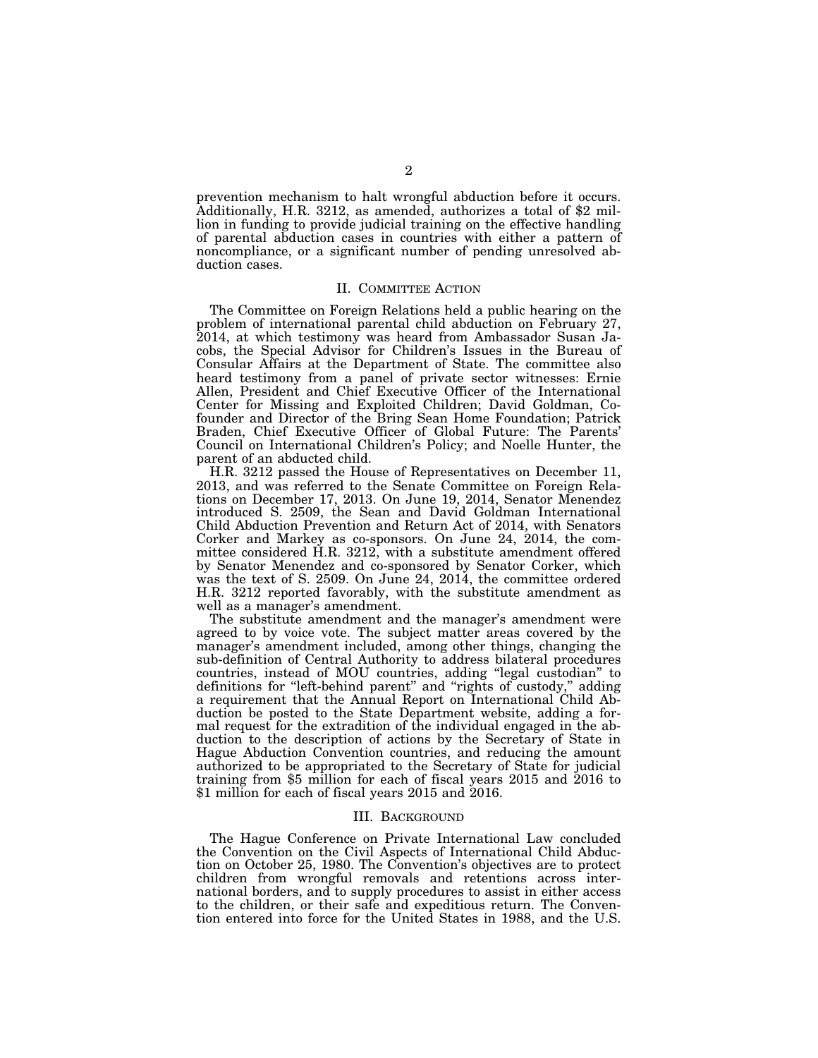prevention mechanism to halt wrongful abduction before it occurs. Additionally, H.R. 3212, as amended, authorizes a total of $2 million in funding to provide judicial training on the effective handling of parental abduction cases in countries with either a pattern of noncompliance, or a significant number of pending unresolved abduction cases.

## II. Committee Action

The Committee on Foreign Relations held a public hearing on the problem of international parental child abduction on February 27, 2014, at which testimony was heard from Ambassador Susan Jacobs, the Special Advisor for Children's Issues in the Bureau of Consular Affairs at the Department of State. The committee also heard testimony from a panel of private sector witnesses: Ernie Allen, President and Chief Executive Officer of the International Center for Missing and Exploited Children; David Goldman, Co-founder and Director of the Bring Sean Home Foundation; Patrick Braden, Chief Executive Officer of Global Future: The Parents' Council on International Children's Policy; and Noelle Hunter, the parent of an abducted child.

H.R. 3212 passed the House of Representatives on December 11, 2013, and was referred to the Senate Committee on Foreign Relations on December 17, 2013. On June 19, 2014, Senator Menendez introduced S. 2509, the Sean and David Goldman International Child Abduction Prevention and Return Act of 2014, with Senators Corker and Markey as co-sponsors. On June 24, 2014, the committee considered H.R. 3212, with a substitute amendment offered by Senator Menendez and co-sponsored by Senator Corker, which was the text of S. 2509. On June 24, 2014, the committee ordered H.R. 3212 reported favorably, with the substitute amendment as well as a manager's amendment.

The substitute amendment and the manager's amendment were agreed to by voice vote. The subject matter areas covered by the manager's amendment included, among other things, changing the sub-definition of Central Authority to address bilateral procedures countries, instead of MOU countries, adding "legal custodian" to definitions for "left-behind parent" and "rights of custody," adding a requirement that the Annual Report on International Child Abduction be posted to the State Department website, adding a formal request for the extradition of the individual engaged in the abduction to the description of actions by the Secretary of State in Hague Abduction Convention countries, and reducing the amount authorized to be appropriated to the Secretary of State for judicial training from $5 million for each of fiscal years 2015 and 2016 to $1 million for each of fiscal years 2015 and 2016.

## III. Background

The Hague Conference on Private International Law concluded the Convention on the Civil Aspects of International Child Abduction on October 25, 1980. The Convention's objectives are to protect children from wrongful removals and retentions across international borders, and to supply procedures to assist in either access to the children, or their safe and expeditious return. The Convention entered into force for the United States in 1988, and the U.S.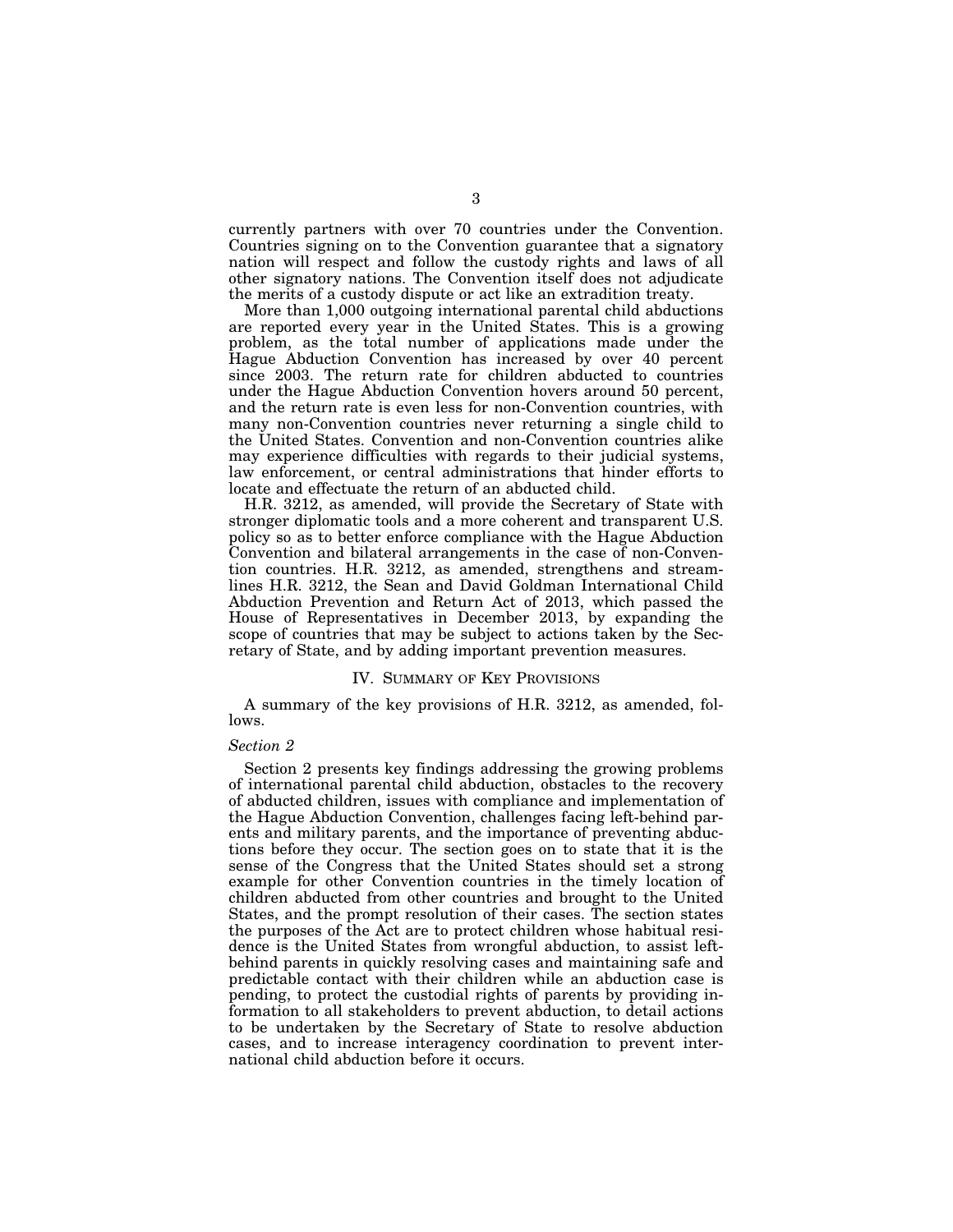currently partners with over 70 countries under the Convention. Countries signing on to the Convention guarantee that a signatory nation will respect and follow the custody rights and laws of all other signatory nations. The Convention itself does not adjudicate the merits of a custody dispute or act like an extradition treaty.

More than 1,000 outgoing international parental child abductions are reported every year in the United States. This is a growing problem, as the total number of applications made under the Hague Abduction Convention has increased by over 40 percent since 2003. The return rate for children abducted to countries under the Hague Abduction Convention hovers around 50 percent, and the return rate is even less for non-Convention countries, with many non-Convention countries never returning a single child to the United States. Convention and non-Convention countries alike may experience difficulties with regards to their judicial systems, law enforcement, or central administrations that hinder efforts to locate and effectuate the return of an abducted child.

H.R. 3212, as amended, will provide the Secretary of State with stronger diplomatic tools and a more coherent and transparent U.S. policy so as to better enforce compliance with the Hague Abduction Convention and bilateral arrangements in the case of non-Convention countries. H.R. 3212, as amended, strengthens and streamlines H.R. 3212, the Sean and David Goldman International Child Abduction Prevention and Return Act of 2013, which passed the House of Representatives in December 2013, by expanding the scope of countries that may be subject to actions taken by the Secretary of State, and by adding important prevention measures.

## IV. Summary of Key Provisions

A summary of the key provisions of H.R. 3212, as amended, follows.

### *Section 2*

Section 2 presents key findings addressing the growing problems of international parental child abduction, obstacles to the recovery of abducted children, issues with compliance and implementation of the Hague Abduction Convention, challenges facing left-behind parents and military parents, and the importance of preventing abductions before they occur. The section goes on to state that it is the sense of the Congress that the United States should set a strong example for other Convention countries in the timely location of children abducted from other countries and brought to the United States, and the prompt resolution of their cases. The section states the purposes of the Act are to protect children whose habitual residence is the United States from wrongful abduction, to assist left-behind parents in quickly resolving cases and maintaining safe and predictable contact with their children while an abduction case is pending, to protect the custodial rights of parents by providing information to all stakeholders to prevent abduction, to detail actions to be undertaken by the Secretary of State to resolve abduction cases, and to increase interagency coordination to prevent international child abduction before it occurs.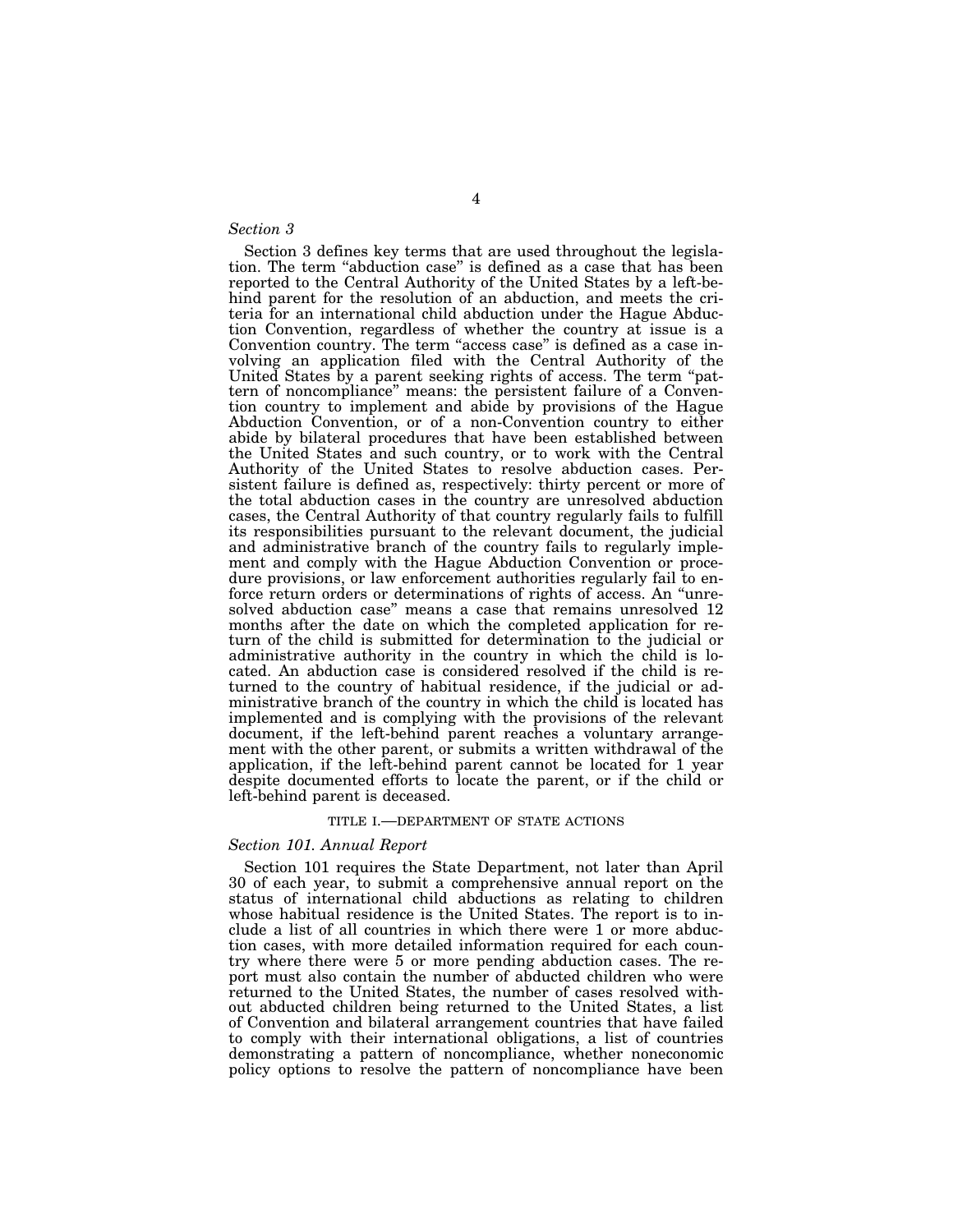*Section 3*

Section 3 defines key terms that are used throughout the legislation. The term "abduction case" is defined as a case that has been reported to the Central Authority of the United States by a left-behind parent for the resolution of an abduction, and meets the criteria for an international child abduction under the Hague Abduction Convention, regardless of whether the country at issue is a Convention country. The term "access case" is defined as a case involving an application filed with the Central Authority of the United States by a parent seeking rights of access. The term "pattern of noncompliance" means: the persistent failure of a Convention country to implement and abide by provisions of the Hague Abduction Convention, or of a non-Convention country to either abide by bilateral procedures that have been established between the United States and such country, or to work with the Central Authority of the United States to resolve abduction cases. Persistent failure is defined as, respectively: thirty percent or more of the total abduction cases in the country are unresolved abduction cases, the Central Authority of that country regularly fails to fulfill its responsibilities pursuant to the relevant document, the judicial and administrative branch of the country fails to regularly implement and comply with the Hague Abduction Convention or procedure provisions, or law enforcement authorities regularly fail to enforce return orders or determinations of rights of access. An "unresolved abduction case" means a case that remains unresolved 12 months after the date on which the completed application for return of the child is submitted for determination to the judicial or administrative authority in the country in which the child is located. An abduction case is considered resolved if the child is returned to the country of habitual residence, if the judicial or administrative branch of the country in which the child is located has implemented and is complying with the provisions of the relevant document, if the left-behind parent reaches a voluntary arrangement with the other parent, or submits a written withdrawal of the application, if the left-behind parent cannot be located for 1 year despite documented efforts to locate the parent, or if the child or left-behind parent is deceased.

## TITLE I.—DEPARTMENT OF STATE ACTIONS

*Section 101. Annual Report*

Section 101 requires the State Department, not later than April 30 of each year, to submit a comprehensive annual report on the status of international child abductions as relating to children whose habitual residence is the United States. The report is to include a list of all countries in which there were 1 or more abduction cases, with more detailed information required for each country where there were 5 or more pending abduction cases. The report must also contain the number of abducted children who were returned to the United States, the number of cases resolved without abducted children being returned to the United States, a list of Convention and bilateral arrangement countries that have failed to comply with their international obligations, a list of countries demonstrating a pattern of noncompliance, whether noneconomic policy options to resolve the pattern of noncompliance have been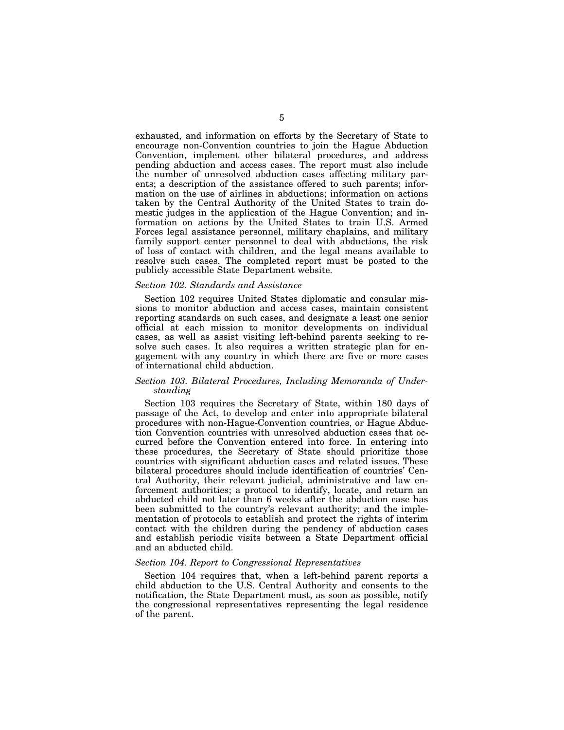exhausted, and information on efforts by the Secretary of State to encourage non-Convention countries to join the Hague Abduction Convention, implement other bilateral procedures, and address pending abduction and access cases. The report must also include the number of unresolved abduction cases affecting military parents; a description of the assistance offered to such parents; information on the use of airlines in abductions; information on actions taken by the Central Authority of the United States to train domestic judges in the application of the Hague Convention; and information on actions by the United States to train U.S. Armed Forces legal assistance personnel, military chaplains, and military family support center personnel to deal with abductions, the risk of loss of contact with children, and the legal means available to resolve such cases. The completed report must be posted to the publicly accessible State Department website.

*Section 102. Standards and Assistance*

Section 102 requires United States diplomatic and consular missions to monitor abduction and access cases, maintain consistent reporting standards on such cases, and designate a least one senior official at each mission to monitor developments on individual cases, as well as assist visiting left-behind parents seeking to resolve such cases. It also requires a written strategic plan for engagement with any country in which there are five or more cases of international child abduction.

*Section 103. Bilateral Procedures, Including Memoranda of Understanding*

Section 103 requires the Secretary of State, within 180 days of passage of the Act, to develop and enter into appropriate bilateral procedures with non-Hague-Convention countries, or Hague Abduction Convention countries with unresolved abduction cases that occurred before the Convention entered into force. In entering into these procedures, the Secretary of State should prioritize those countries with significant abduction cases and related issues. These bilateral procedures should include identification of countries' Central Authority, their relevant judicial, administrative and law enforcement authorities; a protocol to identify, locate, and return an abducted child not later than 6 weeks after the abduction case has been submitted to the country's relevant authority; and the implementation of protocols to establish and protect the rights of interim contact with the children during the pendency of abduction cases and establish periodic visits between a State Department official and an abducted child.

*Section 104. Report to Congressional Representatives*

Section 104 requires that, when a left-behind parent reports a child abduction to the U.S. Central Authority and consents to the notification, the State Department must, as soon as possible, notify the congressional representatives representing the legal residence of the parent.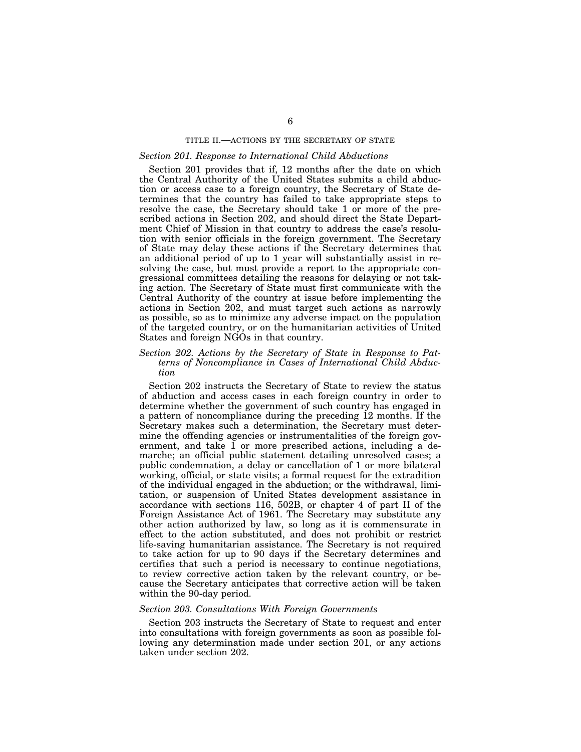## TITLE II.—ACTIONS BY THE SECRETARY OF STATE

### *Section 201. Response to International Child Abductions*

Section 201 provides that if, 12 months after the date on which the Central Authority of the United States submits a child abduction or access case to a foreign country, the Secretary of State determines that the country has failed to take appropriate steps to resolve the case, the Secretary should take 1 or more of the prescribed actions in Section 202, and should direct the State Department Chief of Mission in that country to address the case's resolution with senior officials in the foreign government. The Secretary of State may delay these actions if the Secretary determines that an additional period of up to 1 year will substantially assist in resolving the case, but must provide a report to the appropriate congressional committees detailing the reasons for delaying or not taking action. The Secretary of State must first communicate with the Central Authority of the country at issue before implementing the actions in Section 202, and must target such actions as narrowly as possible, so as to minimize any adverse impact on the population of the targeted country, or on the humanitarian activities of United States and foreign NGOs in that country.

### *Section 202. Actions by the Secretary of State in Response to Patterns of Noncompliance in Cases of International Child Abduction*

Section 202 instructs the Secretary of State to review the status of abduction and access cases in each foreign country in order to determine whether the government of such country has engaged in a pattern of noncompliance during the preceding 12 months. If the Secretary makes such a determination, the Secretary must determine the offending agencies or instrumentalities of the foreign government, and take 1 or more prescribed actions, including a demarche; an official public statement detailing unresolved cases; a public condemnation, a delay or cancellation of 1 or more bilateral working, official, or state visits; a formal request for the extradition of the individual engaged in the abduction; or the withdrawal, limitation, or suspension of United States development assistance in accordance with sections 116, 502B, or chapter 4 of part II of the Foreign Assistance Act of 1961. The Secretary may substitute any other action authorized by law, so long as it is commensurate in effect to the action substituted, and does not prohibit or restrict life-saving humanitarian assistance. The Secretary is not required to take action for up to 90 days if the Secretary determines and certifies that such a period is necessary to continue negotiations, to review corrective action taken by the relevant country, or because the Secretary anticipates that corrective action will be taken within the 90-day period.

### *Section 203. Consultations With Foreign Governments*

Section 203 instructs the Secretary of State to request and enter into consultations with foreign governments as soon as possible following any determination made under section 201, or any actions taken under section 202.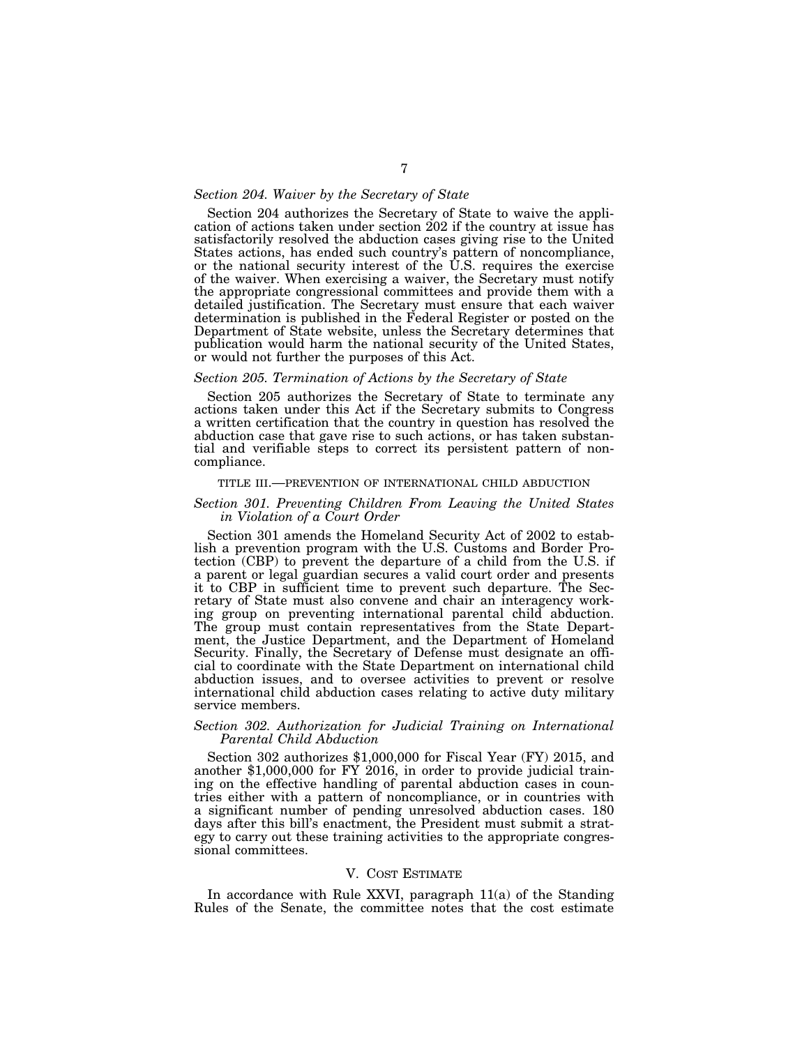*Section 204. Waiver by the Secretary of State*

Section 204 authorizes the Secretary of State to waive the application of actions taken under section 202 if the country at issue has satisfactorily resolved the abduction cases giving rise to the United States actions, has ended such country's pattern of noncompliance, or the national security interest of the U.S. requires the exercise of the waiver. When exercising a waiver, the Secretary must notify the appropriate congressional committees and provide them with a detailed justification. The Secretary must ensure that each waiver determination is published in the Federal Register or posted on the Department of State website, unless the Secretary determines that publication would harm the national security of the United States, or would not further the purposes of this Act.

*Section 205. Termination of Actions by the Secretary of State*

Section 205 authorizes the Secretary of State to terminate any actions taken under this Act if the Secretary submits to Congress a written certification that the country in question has resolved the abduction case that gave rise to such actions, or has taken substantial and verifiable steps to correct its persistent pattern of noncompliance.

TITLE III.—PREVENTION OF INTERNATIONAL CHILD ABDUCTION

*Section 301. Preventing Children From Leaving the United States in Violation of a Court Order*

Section 301 amends the Homeland Security Act of 2002 to establish a prevention program with the U.S. Customs and Border Protection (CBP) to prevent the departure of a child from the U.S. if a parent or legal guardian secures a valid court order and presents it to CBP in sufficient time to prevent such departure. The Secretary of State must also convene and chair an interagency working group on preventing international parental child abduction. The group must contain representatives from the State Department, the Justice Department, and the Department of Homeland Security. Finally, the Secretary of Defense must designate an official to coordinate with the State Department on international child abduction issues, and to oversee activities to prevent or resolve international child abduction cases relating to active duty military service members.

*Section 302. Authorization for Judicial Training on International Parental Child Abduction*

Section 302 authorizes $1,000,000 for Fiscal Year (FY) 2015, and another $1,000,000 for FY 2016, in order to provide judicial training on the effective handling of parental abduction cases in countries either with a pattern of noncompliance, or in countries with a significant number of pending unresolved abduction cases. 180 days after this bill's enactment, the President must submit a strategy to carry out these training activities to the appropriate congressional committees.

## V. COST ESTIMATE

In accordance with Rule XXVI, paragraph 11(a) of the Standing Rules of the Senate, the committee notes that the cost estimate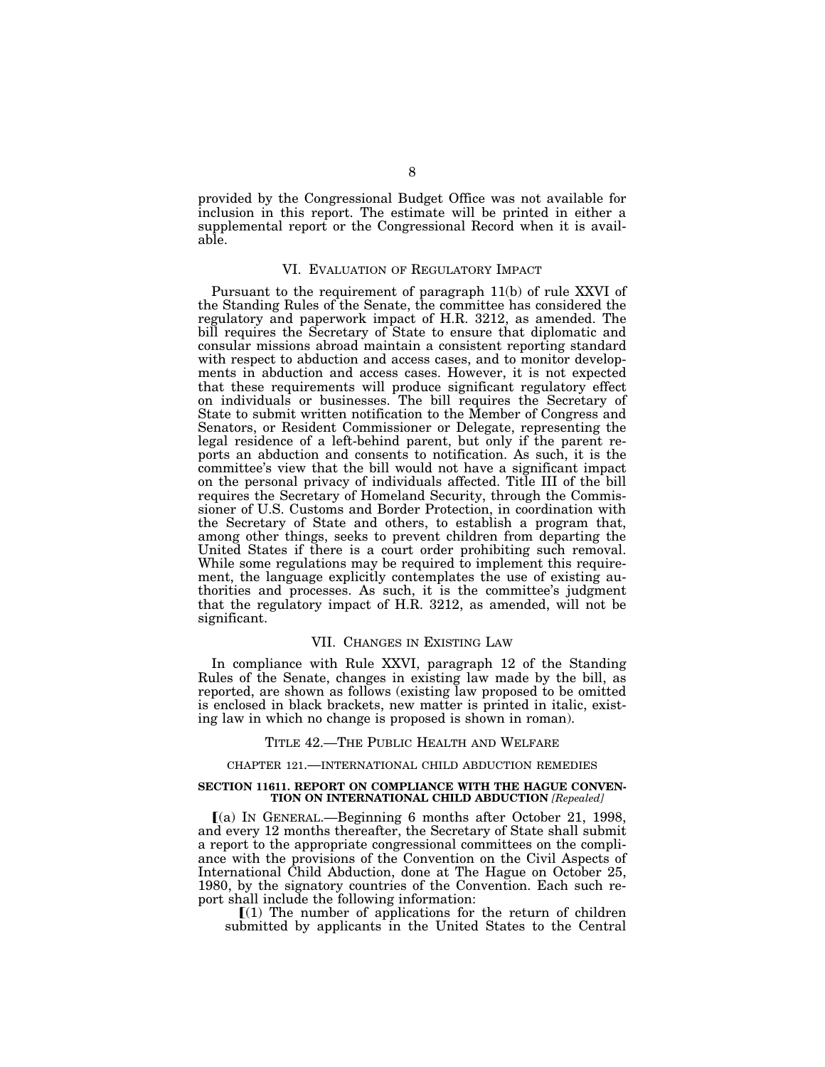provided by the Congressional Budget Office was not available for inclusion in this report. The estimate will be printed in either a supplemental report or the Congressional Record when it is available.

## VI. EVALUATION OF REGULATORY IMPACT

Pursuant to the requirement of paragraph 11(b) of rule XXVI of the Standing Rules of the Senate, the committee has considered the regulatory and paperwork impact of H.R. 3212, as amended. The bill requires the Secretary of State to ensure that diplomatic and consular missions abroad maintain a consistent reporting standard with respect to abduction and access cases, and to monitor developments in abduction and access cases. However, it is not expected that these requirements will produce significant regulatory effect on individuals or businesses. The bill requires the Secretary of State to submit written notification to the Member of Congress and Senators, or Resident Commissioner or Delegate, representing the legal residence of a left-behind parent, but only if the parent reports an abduction and consents to notification. As such, it is the committee's view that the bill would not have a significant impact on the personal privacy of individuals affected. Title III of the bill requires the Secretary of Homeland Security, through the Commissioner of U.S. Customs and Border Protection, in coordination with the Secretary of State and others, to establish a program that, among other things, seeks to prevent children from departing the United States if there is a court order prohibiting such removal. While some regulations may be required to implement this requirement, the language explicitly contemplates the use of existing authorities and processes. As such, it is the committee's judgment that the regulatory impact of H.R. 3212, as amended, will not be significant.

## VII. CHANGES IN EXISTING LAW

In compliance with Rule XXVI, paragraph 12 of the Standing Rules of the Senate, changes in existing law made by the bill, as reported, are shown as follows (existing law proposed to be omitted is enclosed in black brackets, new matter is printed in italic, existing law in which no change is proposed is shown in roman).

### TITLE 42.—THE PUBLIC HEALTH AND WELFARE

#### CHAPTER 121.—INTERNATIONAL CHILD ABDUCTION REMEDIES

**SECTION 11611. REPORT ON COMPLIANCE WITH THE HAGUE CONVENTION ON INTERNATIONAL CHILD ABDUCTION** *[Repealed]*

[(a) IN GENERAL.—Beginning 6 months after October 21, 1998, and every 12 months thereafter, the Secretary of State shall submit a report to the appropriate congressional committees on the compliance with the provisions of the Convention on the Civil Aspects of International Child Abduction, done at The Hague on October 25, 1980, by the signatory countries of the Convention. Each such report shall include the following information:

[(1) The number of applications for the return of children submitted by applicants in the United States to the Central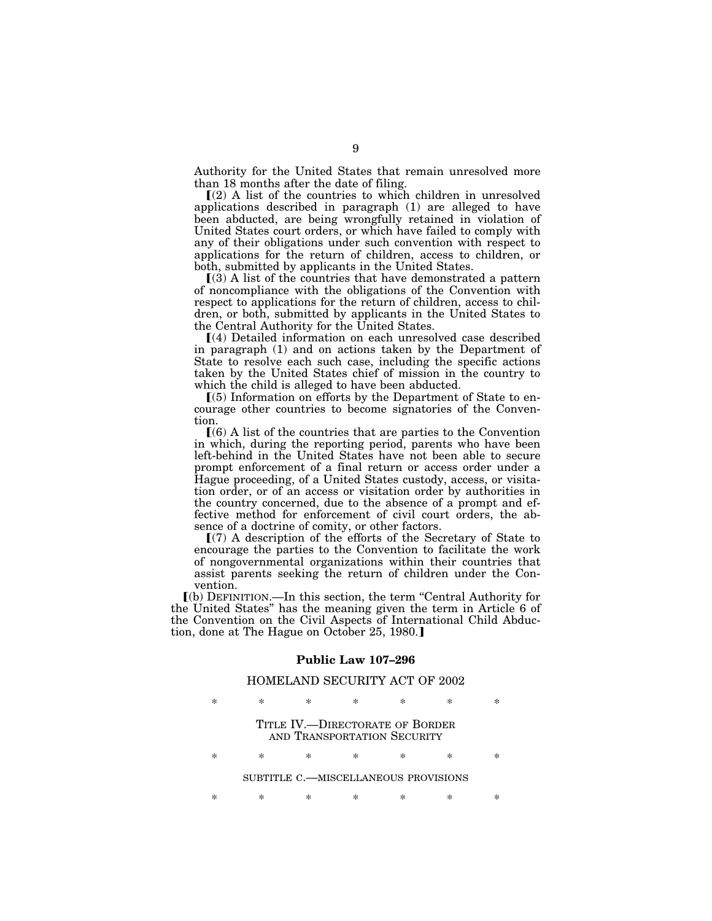Authority for the United States that remain unresolved more than 18 months after the date of filing.

【(2) A list of the countries to which children in unresolved applications described in paragraph (1) are alleged to have been abducted, are being wrongfully retained in violation of United States court orders, or which have failed to comply with any of their obligations under such convention with respect to applications for the return of children, access to children, or both, submitted by applicants in the United States.

【(3) A list of the countries that have demonstrated a pattern of noncompliance with the obligations of the Convention with respect to applications for the return of children, access to children, or both, submitted by applicants in the United States to the Central Authority for the United States.

【(4) Detailed information on each unresolved case described in paragraph (1) and on actions taken by the Department of State to resolve each such case, including the specific actions taken by the United States chief of mission in the country to which the child is alleged to have been abducted.

【(5) Information on efforts by the Department of State to encourage other countries to become signatories of the Convention.

【(6) A list of the countries that are parties to the Convention in which, during the reporting period, parents who have been left-behind in the United States have not been able to secure prompt enforcement of a final return or access order under a Hague proceeding, of a United States custody, access, or visitation order, or of an access or visitation order by authorities in the country concerned, due to the absence of a prompt and effective method for enforcement of civil court orders, the absence of a doctrine of comity, or other factors.

【(7) A description of the efforts of the Secretary of State to encourage the parties to the Convention to facilitate the work of nongovernmental organizations within their countries that assist parents seeking the return of children under the Convention.

【(b) DEFINITION.—In this section, the term "Central Authority for the United States" has the meaning given the term in Article 6 of the Convention on the Civil Aspects of International Child Abduction, done at The Hague on October 25, 1980.】

**Public Law 107–296**

HOMELAND SECURITY ACT OF 2002

\* \* \* \* \* \* \*

TITLE IV.—DIRECTORATE OF BORDER AND TRANSPORTATION SECURITY

\* \* \* \* \* \* \*

SUBTITLE C.—MISCELLANEOUS PROVISIONS

\* \* \* \* \* \* \*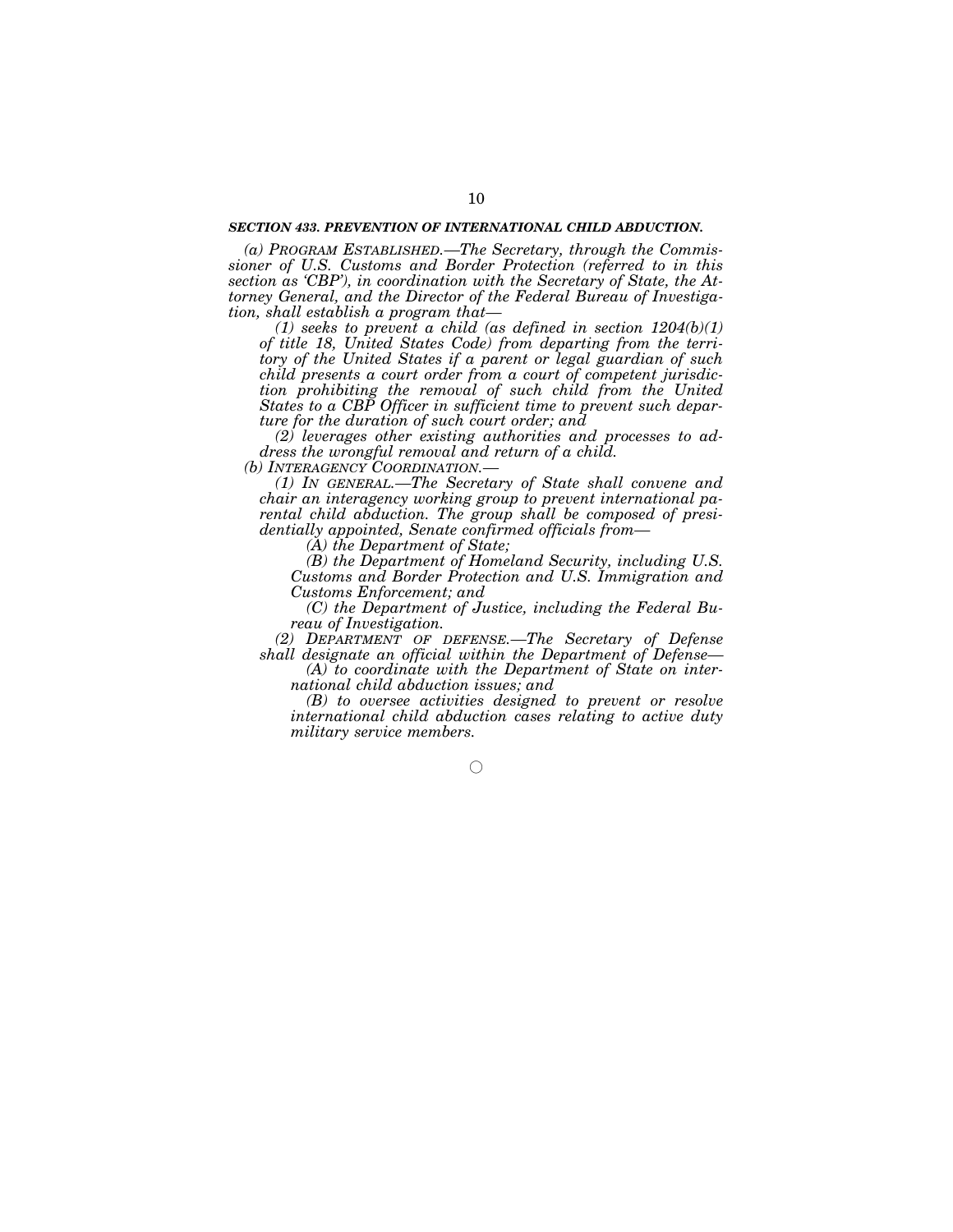***SECTION 433. PREVENTION OF INTERNATIONAL CHILD ABDUCTION.***

*(a) PROGRAM ESTABLISHED.—The Secretary, through the Commissioner of U.S. Customs and Border Protection (referred to in this section as 'CBP'), in coordination with the Secretary of State, the Attorney General, and the Director of the Federal Bureau of Investigation, shall establish a program that—*

*(1) seeks to prevent a child (as defined in section 1204(b)(1) of title 18, United States Code) from departing from the territory of the United States if a parent or legal guardian of such child presents a court order from a court of competent jurisdiction prohibiting the removal of such child from the United States to a CBP Officer in sufficient time to prevent such departure for the duration of such court order; and*

*(2) leverages other existing authorities and processes to address the wrongful removal and return of a child.*

*(b) INTERAGENCY COORDINATION.—*

*(1) IN GENERAL.—The Secretary of State shall convene and chair an interagency working group to prevent international parental child abduction. The group shall be composed of presidentially appointed, Senate confirmed officials from—*

*(A) the Department of State;*

*(B) the Department of Homeland Security, including U.S. Customs and Border Protection and U.S. Immigration and Customs Enforcement; and*

*(C) the Department of Justice, including the Federal Bureau of Investigation.*

*(2) DEPARTMENT OF DEFENSE.—The Secretary of Defense shall designate an official within the Department of Defense—*

*(A) to coordinate with the Department of State on international child abduction issues; and*

*(B) to oversee activities designed to prevent or resolve international child abduction cases relating to active duty military service members.*

○